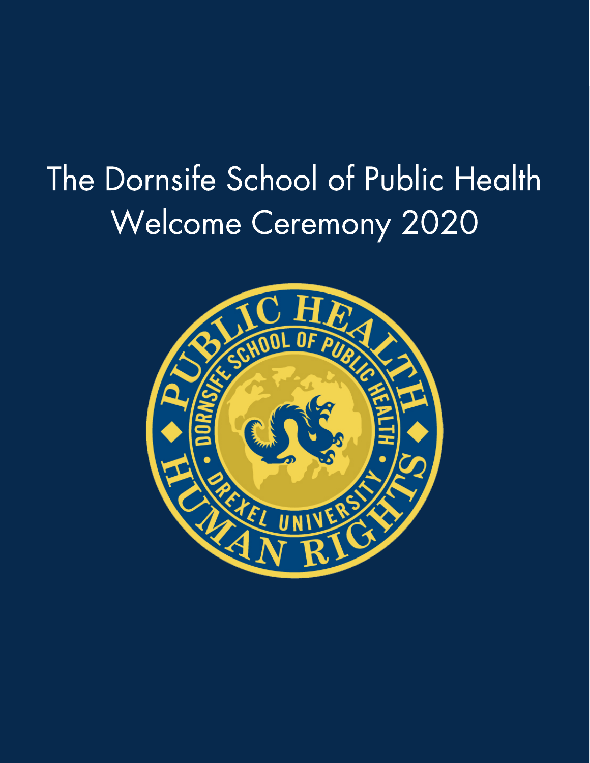# The Dornsife School of Public Health Welcome Ceremony 2020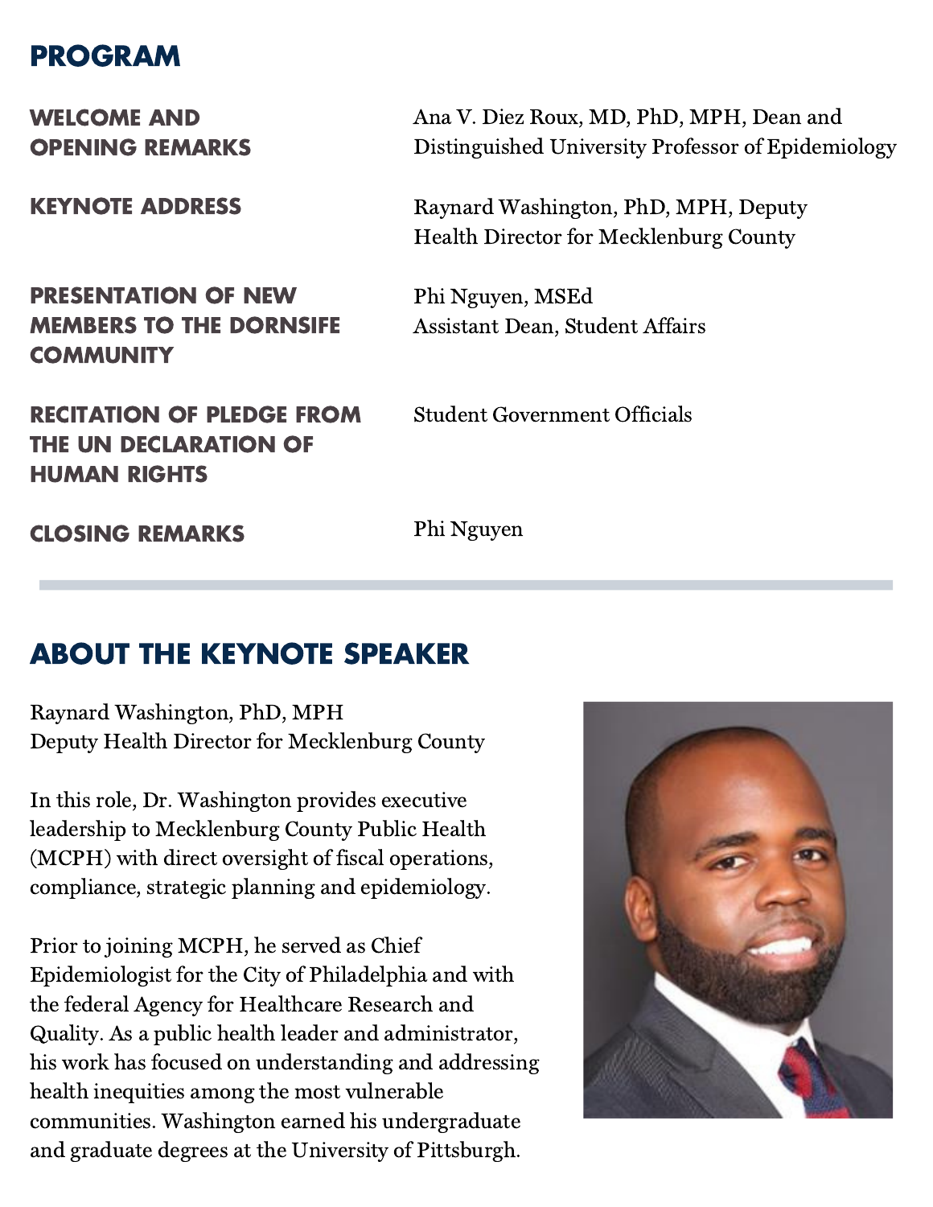## PROGRAM

| | |
|---|---|
| **WELCOME AND OPENING REMARKS** | Ana V. Diez Roux, MD, PhD, MPH, Dean and Distinguished University Professor of Epidemiology |
| **KEYNOTE ADDRESS** | Raynard Washington, PhD, MPH, Deputy Health Director for Mecklenburg County |
| **PRESENTATION OF NEW MEMBERS TO THE DORNSIFE COMMUNITY** | Phi Nguyen, MSEd<br>Assistant Dean, Student Affairs |
| **RECITATION OF PLEDGE FROM THE UN DECLARATION OF HUMAN RIGHTS** | Student Government Officials |
| **CLOSING REMARKS** | Phi Nguyen |

---

## ABOUT THE KEYNOTE SPEAKER

Raynard Washington, PhD, MPH
Deputy Health Director for Mecklenburg County

In this role, Dr. Washington provides executive leadership to Mecklenburg County Public Health (MCPH) with direct oversight of fiscal operations, compliance, strategic planning and epidemiology.

Prior to joining MCPH, he served as Chief Epidemiologist for the City of Philadelphia and with the federal Agency for Healthcare Research and Quality. As a public health leader and administrator, his work has focused on understanding and addressing health inequities among the most vulnerable communities. Washington earned his undergraduate and graduate degrees at the University of Pittsburgh.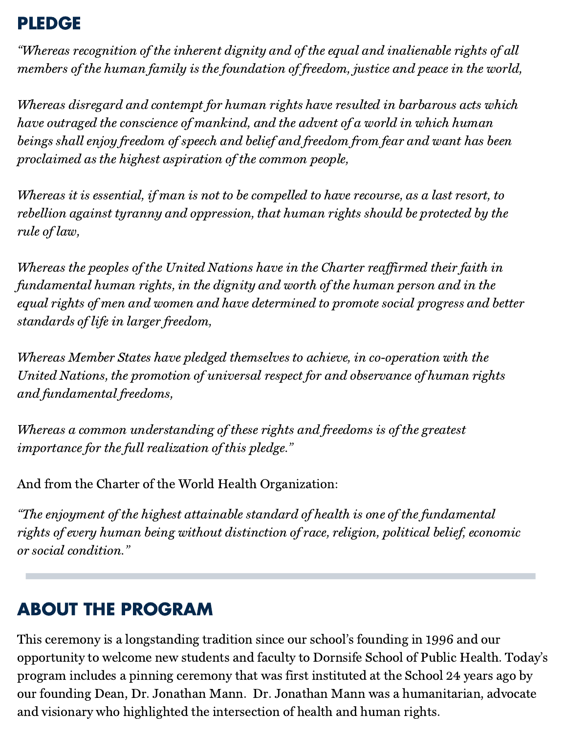## PLEDGE

*"Whereas recognition of the inherent dignity and of the equal and inalienable rights of all members of the human family is the foundation of freedom, justice and peace in the world,*

*Whereas disregard and contempt for human rights have resulted in barbarous acts which have outraged the conscience of mankind, and the advent of a world in which human beings shall enjoy freedom of speech and belief and freedom from fear and want has been proclaimed as the highest aspiration of the common people,*

*Whereas it is essential, if man is not to be compelled to have recourse, as a last resort, to rebellion against tyranny and oppression, that human rights should be protected by the rule of law,*

*Whereas the peoples of the United Nations have in the Charter reaffirmed their faith in fundamental human rights, in the dignity and worth of the human person and in the equal rights of men and women and have determined to promote social progress and better standards of life in larger freedom,*

*Whereas Member States have pledged themselves to achieve, in co-operation with the United Nations, the promotion of universal respect for and observance of human rights and fundamental freedoms,*

*Whereas a common understanding of these rights and freedoms is of the greatest importance for the full realization of this pledge."*

And from the Charter of the World Health Organization:

*"The enjoyment of the highest attainable standard of health is one of the fundamental rights of every human being without distinction of race, religion, political belief, economic or social condition."*

---

## ABOUT THE PROGRAM

This ceremony is a longstanding tradition since our school's founding in 1996 and our opportunity to welcome new students and faculty to Dornsife School of Public Health. Today's program includes a pinning ceremony that was first instituted at the School 24 years ago by our founding Dean, Dr. Jonathan Mann. Dr. Jonathan Mann was a humanitarian, advocate and visionary who highlighted the intersection of health and human rights.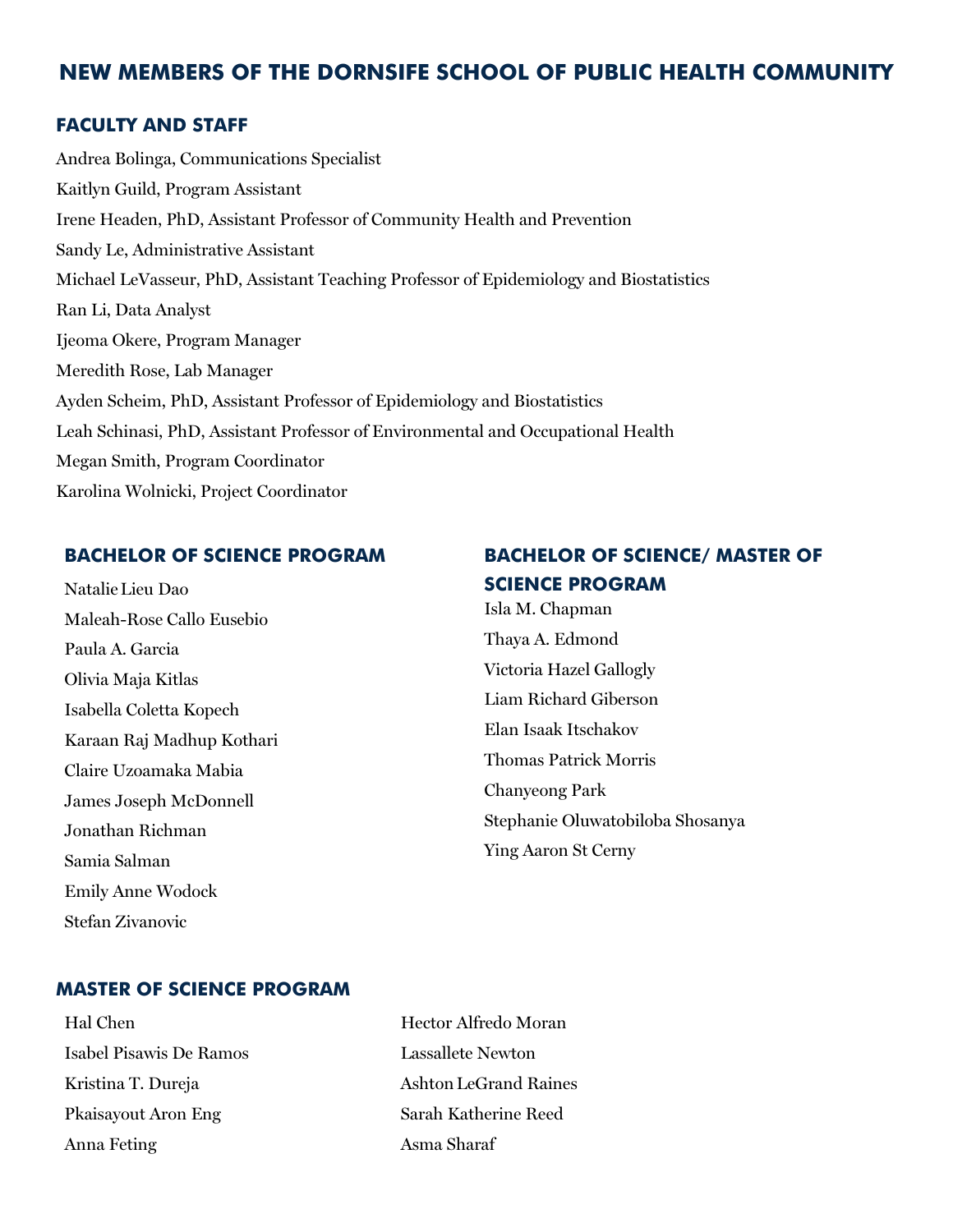# NEW MEMBERS OF THE DORNSIFE SCHOOL OF PUBLIC HEALTH COMMUNITY

## FACULTY AND STAFF

Andrea Bolinga, Communications Specialist

Kaitlyn Guild, Program Assistant

Irene Headen, PhD, Assistant Professor of Community Health and Prevention

Sandy Le, Administrative Assistant

Michael LeVasseur, PhD, Assistant Teaching Professor of Epidemiology and Biostatistics

Ran Li, Data Analyst

Ijeoma Okere, Program Manager

Meredith Rose, Lab Manager

Ayden Scheim, PhD, Assistant Professor of Epidemiology and Biostatistics

Leah Schinasi, PhD, Assistant Professor of Environmental and Occupational Health

Megan Smith, Program Coordinator

Karolina Wolnicki, Project Coordinator

## BACHELOR OF SCIENCE PROGRAM

Natalie Lieu Dao

Maleah-Rose Callo Eusebio

Paula A. Garcia

Olivia Maja Kitlas

Isabella Coletta Kopech

Karaan Raj Madhup Kothari

Claire Uzoamaka Mabia

James Joseph McDonnell

Jonathan Richman

Samia Salman

Emily Anne Wodock

Stefan Zivanovic

## BACHELOR OF SCIENCE/ MASTER OF SCIENCE PROGRAM

Isla M. Chapman

Thaya A. Edmond

Victoria Hazel Gallogly

Liam Richard Giberson

Elan Isaak Itschakov

Thomas Patrick Morris

Chanyeong Park

Stephanie Oluwatobiloba Shosanya

Ying Aaron St Cerny

## MASTER OF SCIENCE PROGRAM

Hal Chen

Isabel Pisawis De Ramos

Kristina T. Dureja

Pkaisayout Aron Eng

Anna Feting

Hector Alfredo Moran

Lassallete Newton

Ashton LeGrand Raines

Sarah Katherine Reed

Asma Sharaf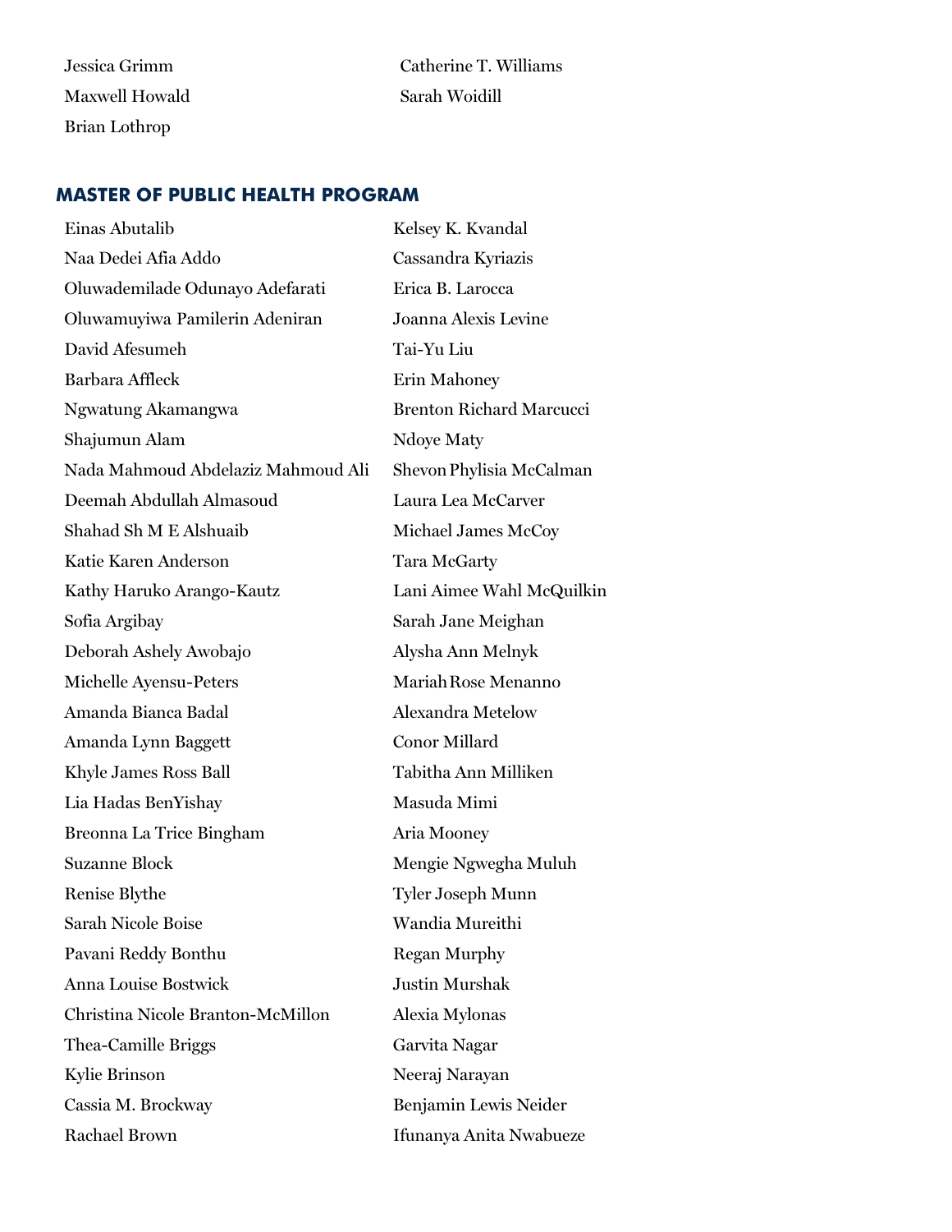Jessica Grimm
Maxwell Howald
Brian Lothrop
Catherine T. Williams
Sarah Woidill

## MASTER OF PUBLIC HEALTH PROGRAM

Einas Abutalib
Naa Dedei Afia Addo
Oluwademilade Odunayo Adefarati
Oluwamuyiwa Pamilerin Adeniran
David Afesumeh
Barbara Affleck
Ngwatung Akamangwa
Shajumun Alam
Nada Mahmoud Abdelaziz Mahmoud Ali
Deemah Abdullah Almasoud
Shahad Sh M E Alshuaib
Katie Karen Anderson
Kathy Haruko Arango-Kautz
Sofia Argibay
Deborah Ashely Awobajo
Michelle Ayensu-Peters
Amanda Bianca Badal
Amanda Lynn Baggett
Khyle James Ross Ball
Lia Hadas BenYishay
Breonna La Trice Bingham
Suzanne Block
Renise Blythe
Sarah Nicole Boise
Pavani Reddy Bonthu
Anna Louise Bostwick
Christina Nicole Branton-McMillon
Thea-Camille Briggs
Kylie Brinson
Cassia M. Brockway
Rachael Brown
Kelsey K. Kvandal
Cassandra Kyriazis
Erica B. Larocca
Joanna Alexis Levine
Tai-Yu Liu
Erin Mahoney
Brenton Richard Marcucci
Ndoye Maty
Shevon Phylisia McCalman
Laura Lea McCarver
Michael James McCoy
Tara McGarty
Lani Aimee Wahl McQuilkin
Sarah Jane Meighan
Alysha Ann Melnyk
Mariah Rose Menanno
Alexandra Metelow
Conor Millard
Tabitha Ann Milliken
Masuda Mimi
Aria Mooney
Mengie Ngwegha Muluh
Tyler Joseph Munn
Wandia Mureithi
Regan Murphy
Justin Murshak
Alexia Mylonas
Garvita Nagar
Neeraj Narayan
Benjamin Lewis Neider
Ifunanya Anita Nwabueze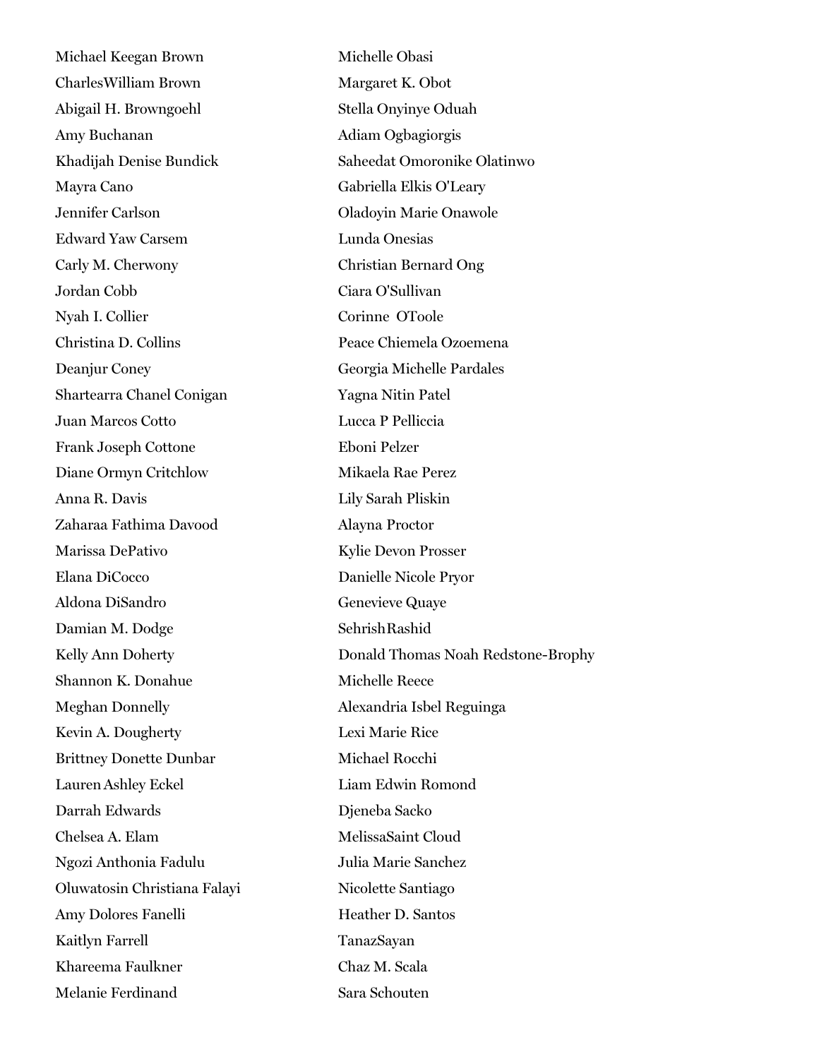Michael Keegan Brown
CharlesWilliam Brown
Abigail H. Browngoehl
Amy Buchanan
Khadijah Denise Bundick
Mayra Cano
Jennifer Carlson
Edward Yaw Carsem
Carly M. Cherwony
Jordan Cobb
Nyah I. Collier
Christina D. Collins
Deanjur Coney
Shartearra Chanel Conigan
Juan Marcos Cotto
Frank Joseph Cottone
Diane Ormyn Critchlow
Anna R. Davis
Zaharaa Fathima Davood
Marissa DePativo
Elana DiCocco
Aldona DiSandro
Damian M. Dodge
Kelly Ann Doherty
Shannon K. Donahue
Meghan Donnelly
Kevin A. Dougherty
Brittney Donette Dunbar
Lauren Ashley Eckel
Darrah Edwards
Chelsea A. Elam
Ngozi Anthonia Fadulu
Oluwatosin Christiana Falayi
Amy Dolores Fanelli
Kaitlyn Farrell
Khareema Faulkner
Melanie Ferdinand
Michelle Obasi
Margaret K. Obot
Stella Onyinye Oduah
Adiam Ogbagiorgis
Saheedat Omoronike Olatinwo
Gabriella Elkis O'Leary
Oladoyin Marie Onawole
Lunda Onesias
Christian Bernard Ong
Ciara O'Sullivan
Corinne OToole
Peace Chiemela Ozoemena
Georgia Michelle Pardales
Yagna Nitin Patel
Lucca P Pelliccia
Eboni Pelzer
Mikaela Rae Perez
Lily Sarah Pliskin
Alayna Proctor
Kylie Devon Prosser
Danielle Nicole Pryor
Genevieve Quaye
SehrishRashid
Donald Thomas Noah Redstone-Brophy
Michelle Reece
Alexandria Isbel Reguinga
Lexi Marie Rice
Michael Rocchi
Liam Edwin Romond
Djeneba Sacko
MelissaSaint Cloud
Julia Marie Sanchez
Nicolette Santiago
Heather D. Santos
TanazSayan
Chaz M. Scala
Sara Schouten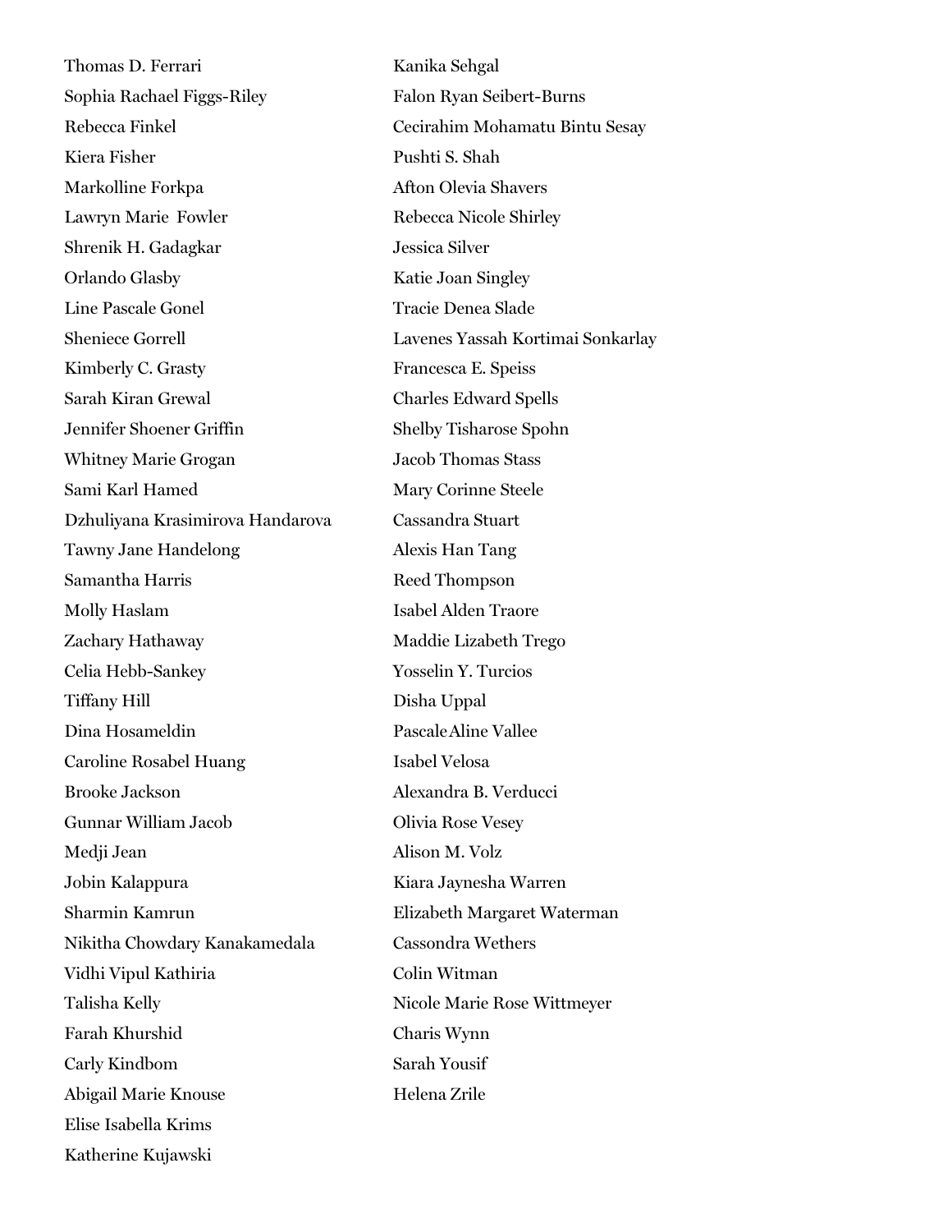Thomas D. Ferrari
Sophia Rachael Figgs-Riley
Rebecca Finkel
Kiera Fisher
Markolline Forkpa
Lawryn Marie Fowler
Shrenik H. Gadagkar
Orlando Glasby
Line Pascale Gonel
Sheniece Gorrell
Kimberly C. Grasty
Sarah Kiran Grewal
Jennifer Shoener Griffin
Whitney Marie Grogan
Sami Karl Hamed
Dzhuliyana Krasimirova Handarova
Tawny Jane Handelong
Samantha Harris
Molly Haslam
Zachary Hathaway
Celia Hebb-Sankey
Tiffany Hill
Dina Hosameldin
Caroline Rosabel Huang
Brooke Jackson
Gunnar William Jacob
Medji Jean
Jobin Kalappura
Sharmin Kamrun
Nikitha Chowdary Kanakamedala
Vidhi Vipul Kathiria
Talisha Kelly
Farah Khurshid
Carly Kindbom
Abigail Marie Knouse
Elise Isabella Krims
Katherine Kujawski
Kanika Sehgal
Falon Ryan Seibert-Burns
Cecirahim Mohamatu Bintu Sesay
Pushti S. Shah
Afton Olevia Shavers
Rebecca Nicole Shirley
Jessica Silver
Katie Joan Singley
Tracie Denea Slade
Lavenes Yassah Kortimai Sonkarlay
Francesca E. Speiss
Charles Edward Spells
Shelby Tisharose Spohn
Jacob Thomas Stass
Mary Corinne Steele
Cassandra Stuart
Alexis Han Tang
Reed Thompson
Isabel Alden Traore
Maddie Lizabeth Trego
Yosselin Y. Turcios
Disha Uppal
Pascale Aline Vallee
Isabel Velosa
Alexandra B. Verducci
Olivia Rose Vesey
Alison M. Volz
Kiara Jaynesha Warren
Elizabeth Margaret Waterman
Cassondra Wethers
Colin Witman
Nicole Marie Rose Wittmeyer
Charis Wynn
Sarah Yousif
Helena Zrile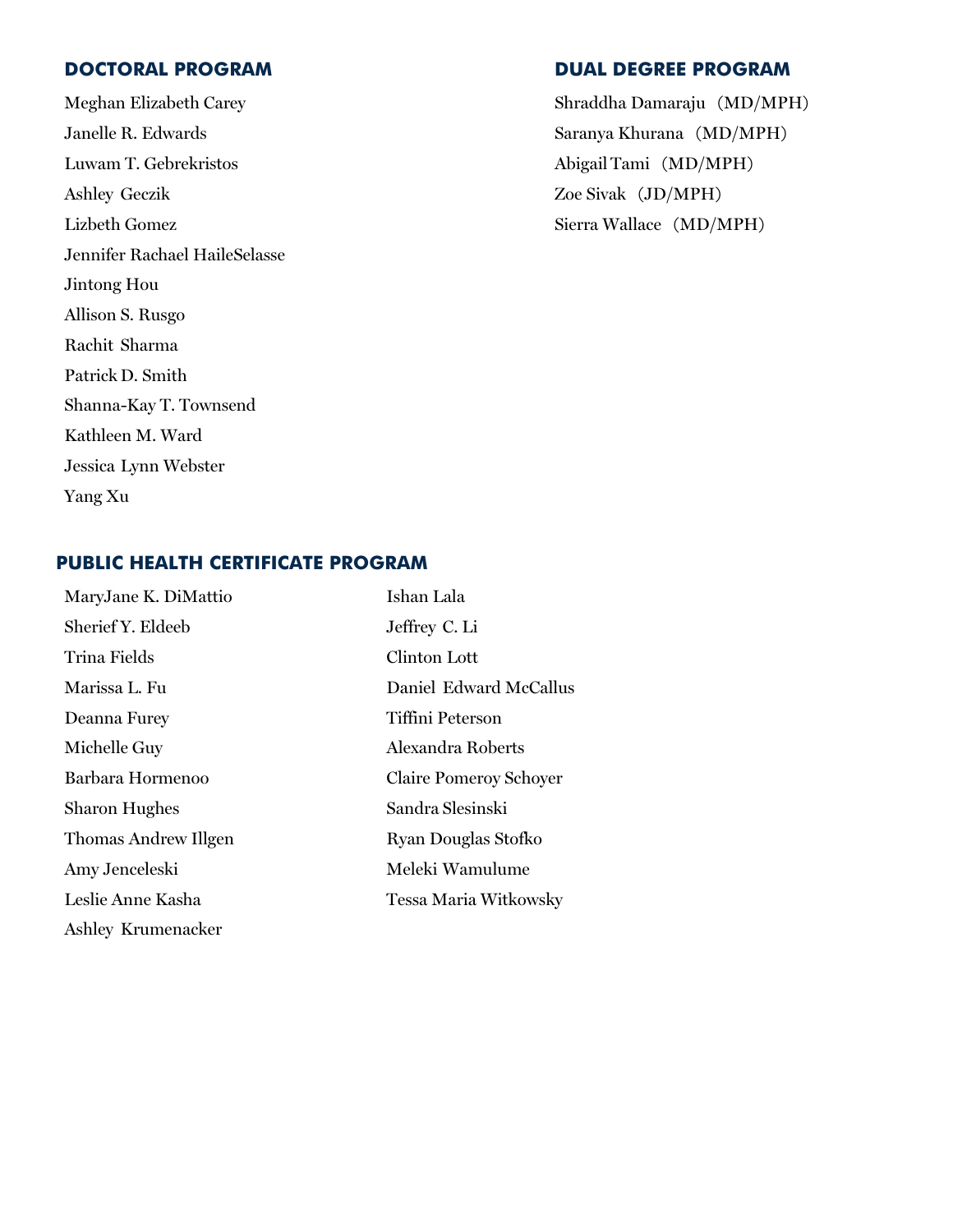## DOCTORAL PROGRAM

Meghan Elizabeth Carey
Janelle R. Edwards
Luwam T. Gebrekristos
Ashley Geczik
Lizbeth Gomez
Jennifer Rachael HaileSelasse
Jintong Hou
Allison S. Rusgo
Rachit Sharma
Patrick D. Smith
Shanna-Kay T. Townsend
Kathleen M. Ward
Jessica Lynn Webster
Yang Xu

## DUAL DEGREE PROGRAM

Shraddha Damaraju (MD/MPH)
Saranya Khurana (MD/MPH)
Abigail Tami (MD/MPH)
Zoe Sivak (JD/MPH)
Sierra Wallace (MD/MPH)

## PUBLIC HEALTH CERTIFICATE PROGRAM

MaryJane K. DiMattio
Sherief Y. Eldeeb
Trina Fields
Marissa L. Fu
Deanna Furey
Michelle Guy
Barbara Hormenoo
Sharon Hughes
Thomas Andrew Illgen
Amy Jenceleski
Leslie Anne Kasha
Ashley Krumenacker
Ishan Lala
Jeffrey C. Li
Clinton Lott
Daniel Edward McCallus
Tiffini Peterson
Alexandra Roberts
Claire Pomeroy Schoyer
Sandra Slesinski
Ryan Douglas Stofko
Meleki Wamulume
Tessa Maria Witkowsky